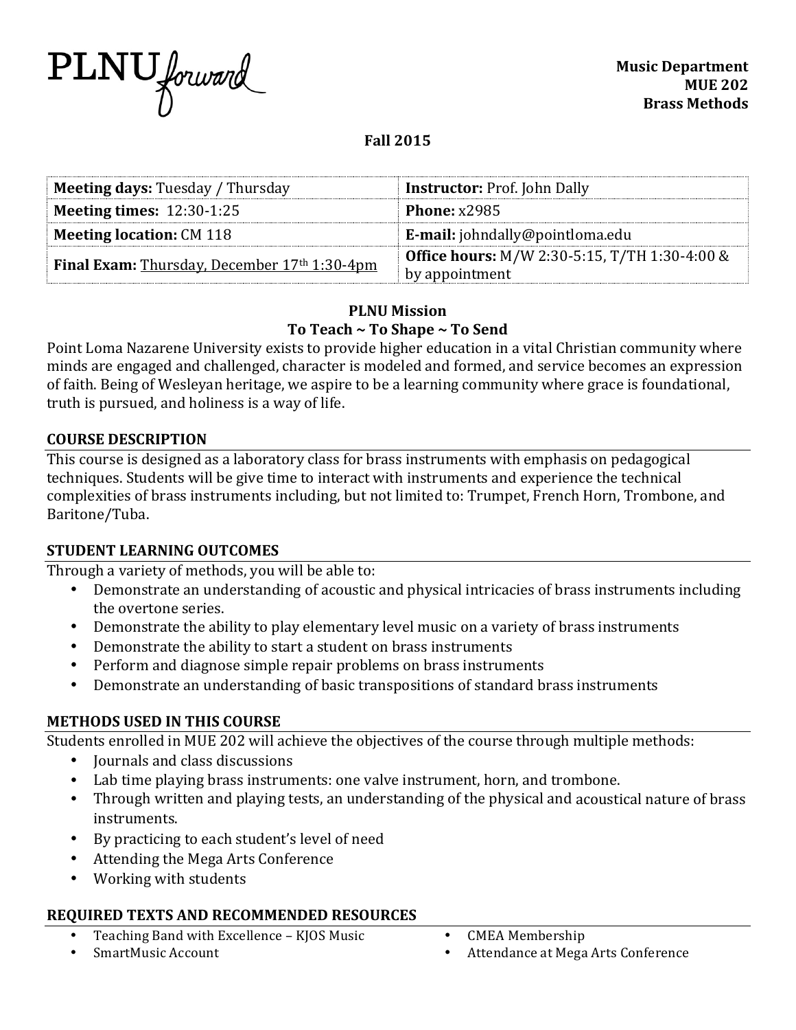PLNU forward

**Music Department**
**MUE 202**
**Brass Methods**

**Fall 2015**

| **Meeting days:** Tuesday / Thursday | **Instructor:** Prof. John Dally |
|---|---|
| **Meeting times:** 12:30-1:25 | **Phone:** x2985 |
| **Meeting location:** CM 118 | **E-mail:** johndally@pointloma.edu |
| **Final Exam:** Thursday, December 17th 1:30-4pm | **Office hours:** M/W 2:30-5:15, T/TH 1:30-4:00 & by appointment |

**PLNU Mission**
**To Teach ~ To Shape ~ To Send**

Point Loma Nazarene University exists to provide higher education in a vital Christian community where minds are engaged and challenged, character is modeled and formed, and service becomes an expression of faith. Being of Wesleyan heritage, we aspire to be a learning community where grace is foundational, truth is pursued, and holiness is a way of life.

## COURSE DESCRIPTION

This course is designed as a laboratory class for brass instruments with emphasis on pedagogical techniques. Students will be give time to interact with instruments and experience the technical complexities of brass instruments including, but not limited to: Trumpet, French Horn, Trombone, and Baritone/Tuba.

## STUDENT LEARNING OUTCOMES

Through a variety of methods, you will be able to:

- Demonstrate an understanding of acoustic and physical intricacies of brass instruments including the overtone series.
- Demonstrate the ability to play elementary level music on a variety of brass instruments
- Demonstrate the ability to start a student on brass instruments
- Perform and diagnose simple repair problems on brass instruments
- Demonstrate an understanding of basic transpositions of standard brass instruments

## METHODS USED IN THIS COURSE

Students enrolled in MUE 202 will achieve the objectives of the course through multiple methods:

- Journals and class discussions
- Lab time playing brass instruments: one valve instrument, horn, and trombone.
- Through written and playing tests, an understanding of the physical and acoustical nature of brass instruments.
- By practicing to each student's level of need
- Attending the Mega Arts Conference
- Working with students

## REQUIRED TEXTS AND RECOMMENDED RESOURCES

- Teaching Band with Excellence – KJOS Music
- SmartMusic Account
- CMEA Membership
- Attendance at Mega Arts Conference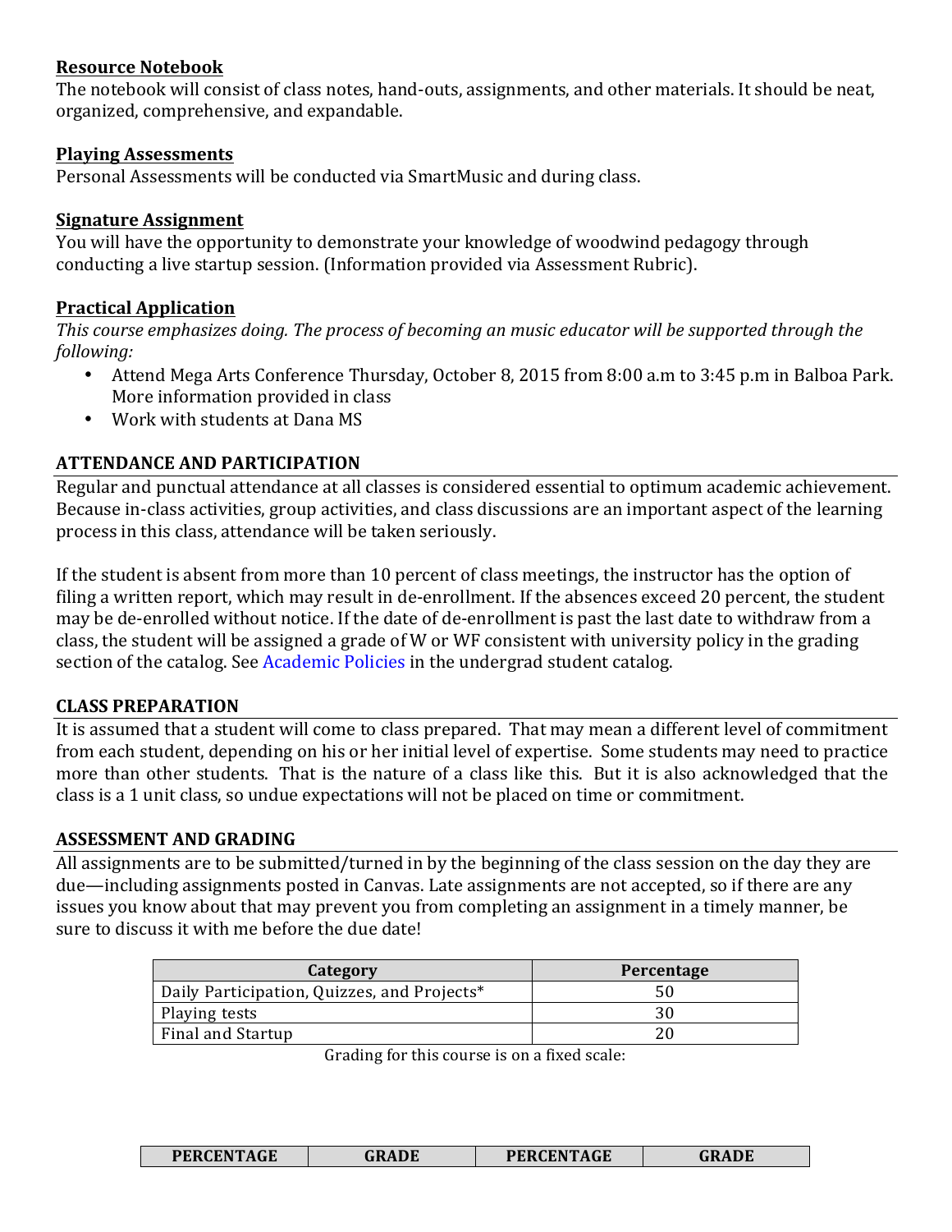**Resource Notebook**
The notebook will consist of class notes, hand-outs, assignments, and other materials. It should be neat, organized, comprehensive, and expandable.

**Playing Assessments**
Personal Assessments will be conducted via SmartMusic and during class.

**Signature Assignment**
You will have the opportunity to demonstrate your knowledge of woodwind pedagogy through conducting a live startup session. (Information provided via Assessment Rubric).

**Practical Application**
*This course emphasizes doing. The process of becoming an music educator will be supported through the following:*

- Attend Mega Arts Conference Thursday, October 8, 2015 from 8:00 a.m to 3:45 p.m in Balboa Park. More information provided in class
- Work with students at Dana MS

## ATTENDANCE AND PARTICIPATION

Regular and punctual attendance at all classes is considered essential to optimum academic achievement. Because in-class activities, group activities, and class discussions are an important aspect of the learning process in this class, attendance will be taken seriously.

If the student is absent from more than 10 percent of class meetings, the instructor has the option of filing a written report, which may result in de-enrollment. If the absences exceed 20 percent, the student may be de-enrolled without notice. If the date of de-enrollment is past the last date to withdraw from a class, the student will be assigned a grade of W or WF consistent with university policy in the grading section of the catalog. See Academic Policies in the undergrad student catalog.

## CLASS PREPARATION

It is assumed that a student will come to class prepared. That may mean a different level of commitment from each student, depending on his or her initial level of expertise. Some students may need to practice more than other students. That is the nature of a class like this. But it is also acknowledged that the class is a 1 unit class, so undue expectations will not be placed on time or commitment.

## ASSESSMENT AND GRADING

All assignments are to be submitted/turned in by the beginning of the class session on the day they are due—including assignments posted in Canvas. Late assignments are not accepted, so if there are any issues you know about that may prevent you from completing an assignment in a timely manner, be sure to discuss it with me before the due date!

| Category | Percentage |
|---|---|
| Daily Participation, Quizzes, and Projects* | 50 |
| Playing tests | 30 |
| Final and Startup | 20 |

Grading for this course is on a fixed scale:

| PERCENTAGE | GRADE | PERCENTAGE | GRADE |
|---|---|---|---|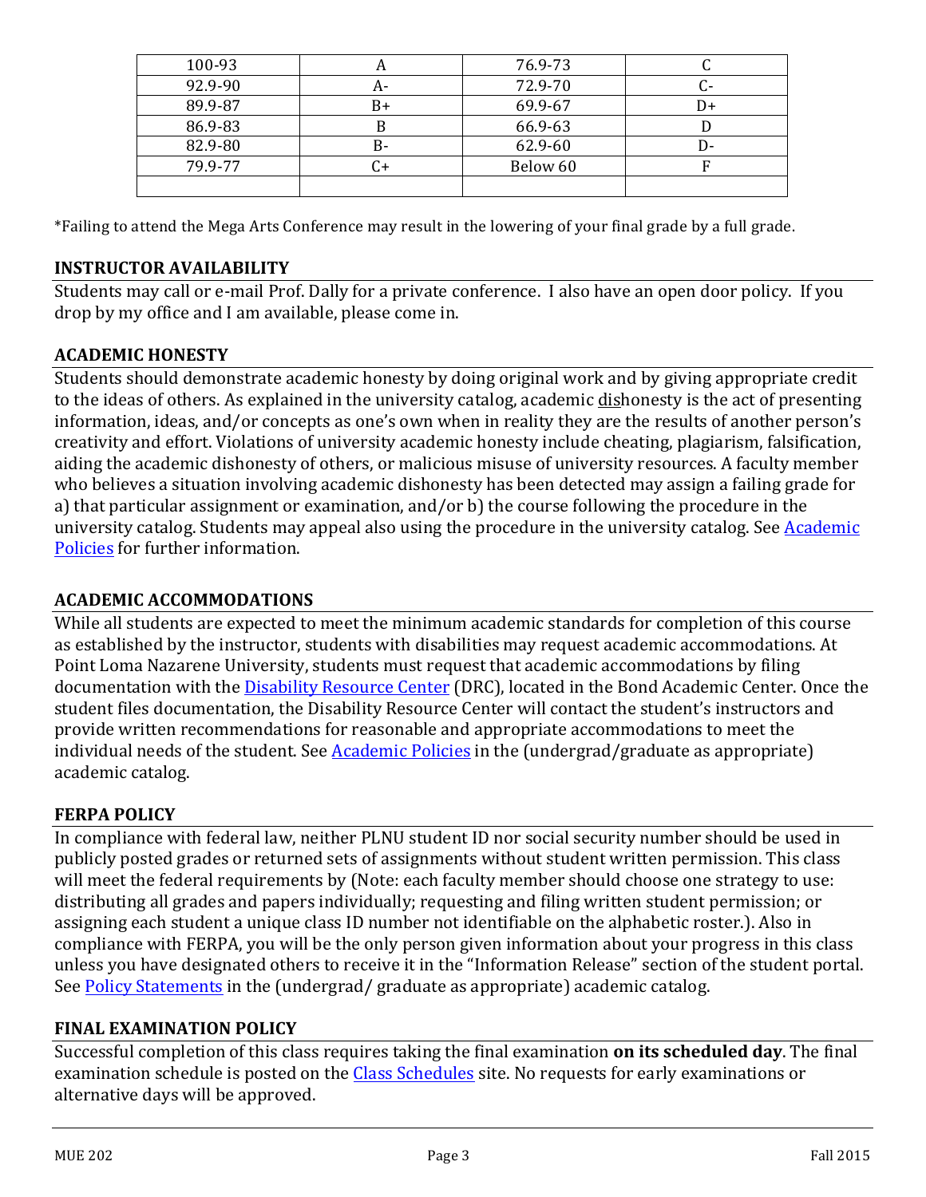| 100-93 | A | 76.9-73 | C |
|---|---|---|---|
| 92.9-90 | A- | 72.9-70 | C- |
| 89.9-87 | B+ | 69.9-67 | D+ |
| 86.9-83 | B | 66.9-63 | D |
| 82.9-80 | B- | 62.9-60 | D- |
| 79.9-77 | C+ | Below 60 | F |
| | | | |

*Failing to attend the Mega Arts Conference may result in the lowering of your final grade by a full grade.

## INSTRUCTOR AVAILABILITY

Students may call or e-mail Prof. Dally for a private conference. I also have an open door policy. If you drop by my office and I am available, please come in.

## ACADEMIC HONESTY

Students should demonstrate academic honesty by doing original work and by giving appropriate credit to the ideas of others. As explained in the university catalog, academic dishonesty is the act of presenting information, ideas, and/or concepts as one's own when in reality they are the results of another person's creativity and effort. Violations of university academic honesty include cheating, plagiarism, falsification, aiding the academic dishonesty of others, or malicious misuse of university resources. A faculty member who believes a situation involving academic dishonesty has been detected may assign a failing grade for a) that particular assignment or examination, and/or b) the course following the procedure in the university catalog. Students may appeal also using the procedure in the university catalog. See Academic Policies for further information.

## ACADEMIC ACCOMMODATIONS

While all students are expected to meet the minimum academic standards for completion of this course as established by the instructor, students with disabilities may request academic accommodations. At Point Loma Nazarene University, students must request that academic accommodations by filing documentation with the Disability Resource Center (DRC), located in the Bond Academic Center. Once the student files documentation, the Disability Resource Center will contact the student's instructors and provide written recommendations for reasonable and appropriate accommodations to meet the individual needs of the student. See Academic Policies in the (undergrad/graduate as appropriate) academic catalog.

## FERPA POLICY

In compliance with federal law, neither PLNU student ID nor social security number should be used in publicly posted grades or returned sets of assignments without student written permission. This class will meet the federal requirements by (Note: each faculty member should choose one strategy to use: distributing all grades and papers individually; requesting and filing written student permission; or assigning each student a unique class ID number not identifiable on the alphabetic roster.). Also in compliance with FERPA, you will be the only person given information about your progress in this class unless you have designated others to receive it in the "Information Release" section of the student portal. See Policy Statements in the (undergrad/ graduate as appropriate) academic catalog.

## FINAL EXAMINATION POLICY

Successful completion of this class requires taking the final examination **on its scheduled day**. The final examination schedule is posted on the Class Schedules site. No requests for early examinations or alternative days will be approved.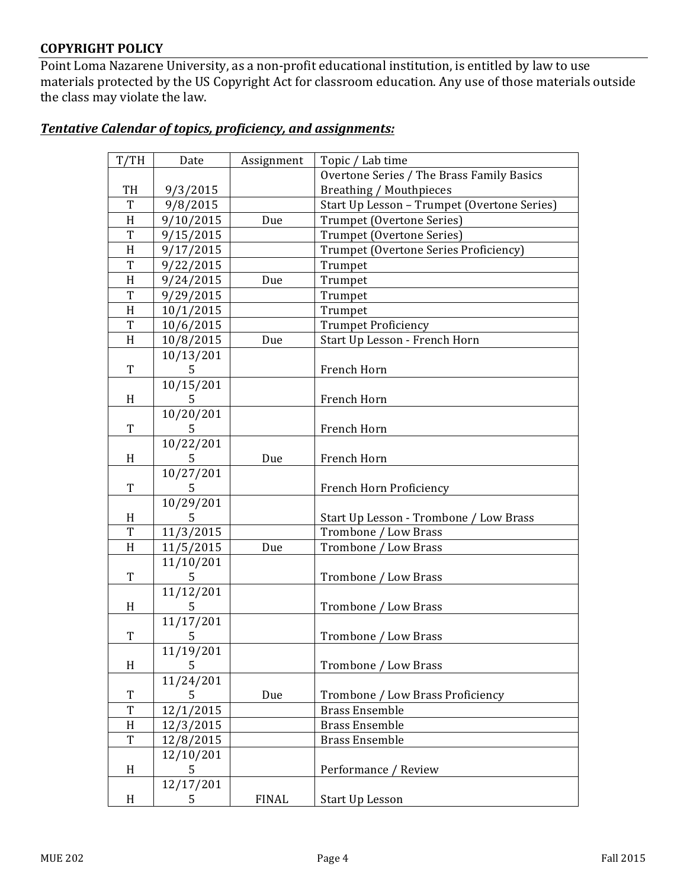## COPYRIGHT POLICY

Point Loma Nazarene University, as a non-profit educational institution, is entitled by law to use materials protected by the US Copyright Act for classroom education. Any use of those materials outside the class may violate the law.

***Tentative Calendar of topics, proficiency, and assignments:***

| T/TH | Date | Assignment | Topic / Lab time |
|---|---|---|---|
| TH | 9/3/2015 | | Overtone Series / The Brass Family Basics Breathing / Mouthpieces |
| T | 9/8/2015 | | Start Up Lesson – Trumpet (Overtone Series) |
| H | 9/10/2015 | Due | Trumpet (Overtone Series) |
| T | 9/15/2015 | | Trumpet (Overtone Series) |
| H | 9/17/2015 | | Trumpet (Overtone Series Proficiency) |
| T | 9/22/2015 | | Trumpet |
| H | 9/24/2015 | Due | Trumpet |
| T | 9/29/2015 | | Trumpet |
| H | 10/1/2015 | | Trumpet |
| T | 10/6/2015 | | Trumpet Proficiency |
| H | 10/8/2015 | Due | Start Up Lesson - French Horn |
| T | 10/13/2015 | | French Horn |
| H | 10/15/2015 | | French Horn |
| T | 10/20/2015 | | French Horn |
| H | 10/22/2015 | Due | French Horn |
| T | 10/27/2015 | | French Horn Proficiency |
| H | 10/29/2015 | | Start Up Lesson - Trombone / Low Brass |
| T | 11/3/2015 | | Trombone / Low Brass |
| H | 11/5/2015 | Due | Trombone / Low Brass |
| T | 11/10/2015 | | Trombone / Low Brass |
| H | 11/12/2015 | | Trombone / Low Brass |
| T | 11/17/2015 | | Trombone / Low Brass |
| H | 11/19/2015 | | Trombone / Low Brass |
| T | 11/24/2015 | Due | Trombone / Low Brass Proficiency |
| T | 12/1/2015 | | Brass Ensemble |
| H | 12/3/2015 | | Brass Ensemble |
| T | 12/8/2015 | | Brass Ensemble |
| H | 12/10/2015 | | Performance / Review |
| H | 12/17/2015 | FINAL | Start Up Lesson |